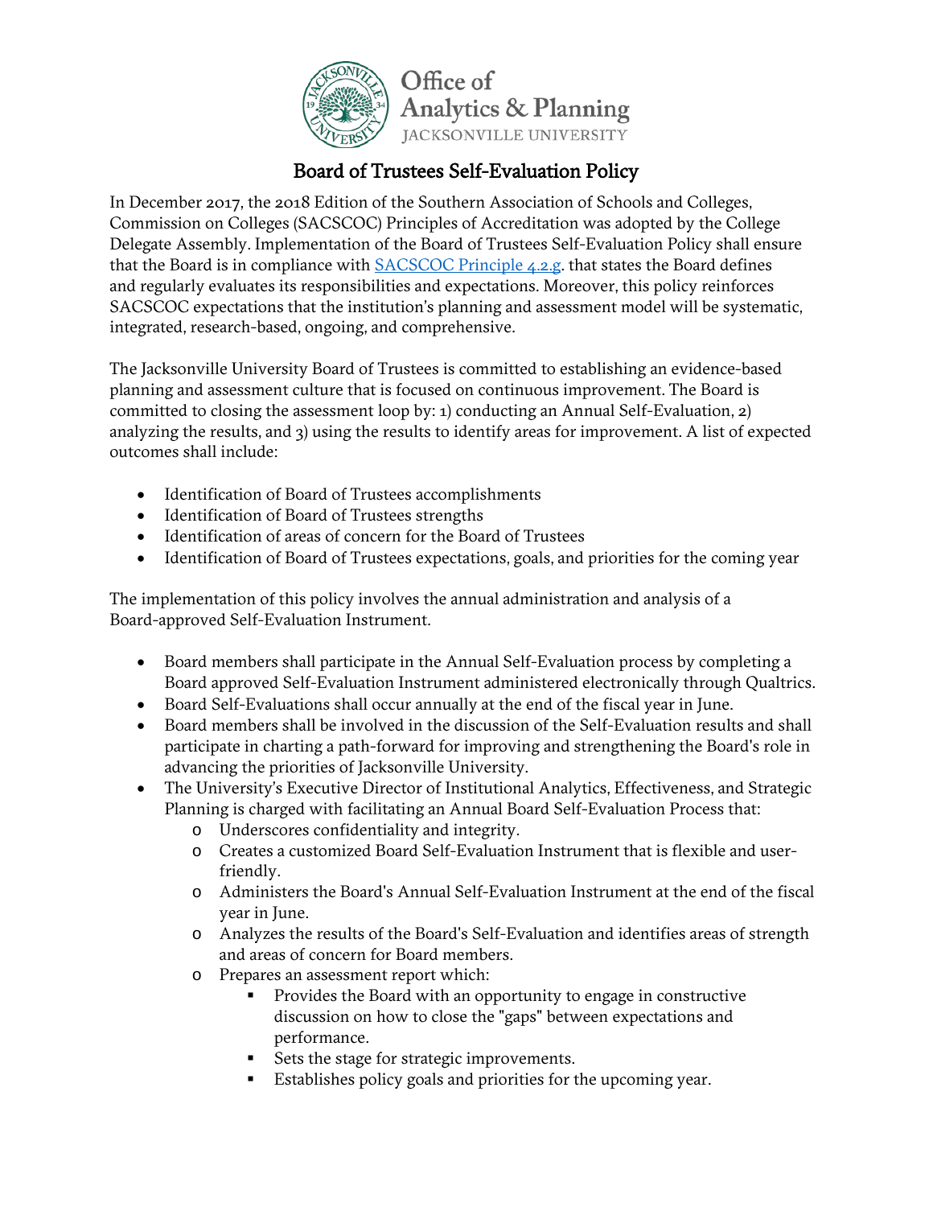Office of
Analytics & Planning
JACKSONVILLE UNIVERSITY

# Board of Trustees Self-Evaluation Policy

In December 2017, the 2018 Edition of the Southern Association of Schools and Colleges, Commission on Colleges (SACSCOC) Principles of Accreditation was adopted by the College Delegate Assembly. Implementation of the Board of Trustees Self-Evaluation Policy shall ensure that the Board is in compliance with [SACSCOC Principle 4.2.g.](#) that states the Board defines and regularly evaluates its responsibilities and expectations. Moreover, this policy reinforces SACSCOC expectations that the institution's planning and assessment model will be systematic, integrated, research-based, ongoing, and comprehensive.

The Jacksonville University Board of Trustees is committed to establishing an evidence-based planning and assessment culture that is focused on continuous improvement. The Board is committed to closing the assessment loop by: 1) conducting an Annual Self-Evaluation, 2) analyzing the results, and 3) using the results to identify areas for improvement. A list of expected outcomes shall include:

- Identification of Board of Trustees accomplishments
- Identification of Board of Trustees strengths
- Identification of areas of concern for the Board of Trustees
- Identification of Board of Trustees expectations, goals, and priorities for the coming year

The implementation of this policy involves the annual administration and analysis of a Board-approved Self-Evaluation Instrument.

- Board members shall participate in the Annual Self-Evaluation process by completing a Board approved Self-Evaluation Instrument administered electronically through Qualtrics.
- Board Self-Evaluations shall occur annually at the end of the fiscal year in June.
- Board members shall be involved in the discussion of the Self-Evaluation results and shall participate in charting a path-forward for improving and strengthening the Board's role in advancing the priorities of Jacksonville University.
- The University's Executive Director of Institutional Analytics, Effectiveness, and Strategic Planning is charged with facilitating an Annual Board Self-Evaluation Process that:
  - Underscores confidentiality and integrity.
  - Creates a customized Board Self-Evaluation Instrument that is flexible and user-friendly.
  - Administers the Board's Annual Self-Evaluation Instrument at the end of the fiscal year in June.
  - Analyzes the results of the Board's Self-Evaluation and identifies areas of strength and areas of concern for Board members.
  - Prepares an assessment report which:
    - Provides the Board with an opportunity to engage in constructive discussion on how to close the "gaps" between expectations and performance.
    - Sets the stage for strategic improvements.
    - Establishes policy goals and priorities for the upcoming year.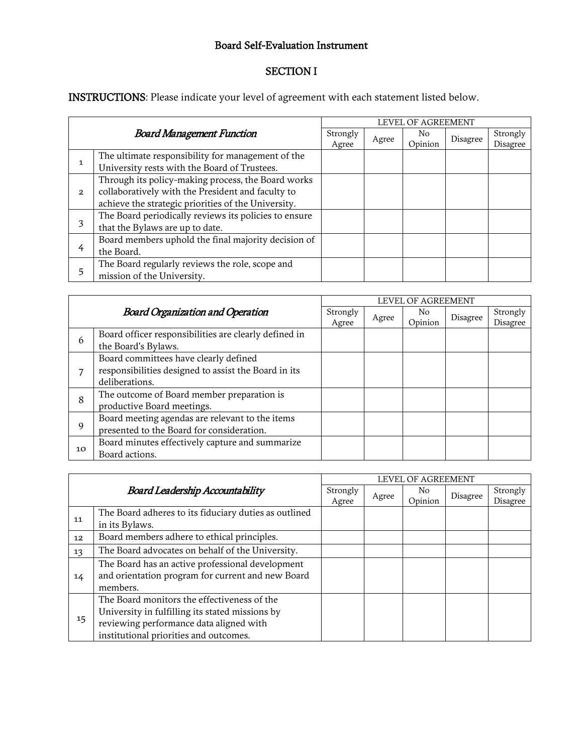# Board Self-Evaluation Instrument

## SECTION I

**INSTRUCTIONS**: Please indicate your level of agreement with each statement listed below.

| *Board Management Function* | | LEVEL OF AGREEMENT | | | | |
|---|---|---|---|---|---|---|
| | | Strongly Agree | Agree | No Opinion | Disagree | Strongly Disagree |
| 1 | The ultimate responsibility for management of the University rests with the Board of Trustees. | | | | | |
| 2 | Through its policy-making process, the Board works collaboratively with the President and faculty to achieve the strategic priorities of the University. | | | | | |
| 3 | The Board periodically reviews its policies to ensure that the Bylaws are up to date. | | | | | |
| 4 | Board members uphold the final majority decision of the Board. | | | | | |
| 5 | The Board regularly reviews the role, scope and mission of the University. | | | | | |

| *Board Organization and Operation* | | LEVEL OF AGREEMENT | | | | |
|---|---|---|---|---|---|---|
| | | Strongly Agree | Agree | No Opinion | Disagree | Strongly Disagree |
| 6 | Board officer responsibilities are clearly defined in the Board's Bylaws. | | | | | |
| 7 | Board committees have clearly defined responsibilities designed to assist the Board in its deliberations. | | | | | |
| 8 | The outcome of Board member preparation is productive Board meetings. | | | | | |
| 9 | Board meeting agendas are relevant to the items presented to the Board for consideration. | | | | | |
| 10 | Board minutes effectively capture and summarize Board actions. | | | | | |

| *Board Leadership Accountability* | | LEVEL OF AGREEMENT | | | | |
|---|---|---|---|---|---|---|
| | | Strongly Agree | Agree | No Opinion | Disagree | Strongly Disagree |
| 11 | The Board adheres to its fiduciary duties as outlined in its Bylaws. | | | | | |
| 12 | Board members adhere to ethical principles. | | | | | |
| 13 | The Board advocates on behalf of the University. | | | | | |
| 14 | The Board has an active professional development and orientation program for current and new Board members. | | | | | |
| 15 | The Board monitors the effectiveness of the University in fulfilling its stated missions by reviewing performance data aligned with institutional priorities and outcomes. | | | | | |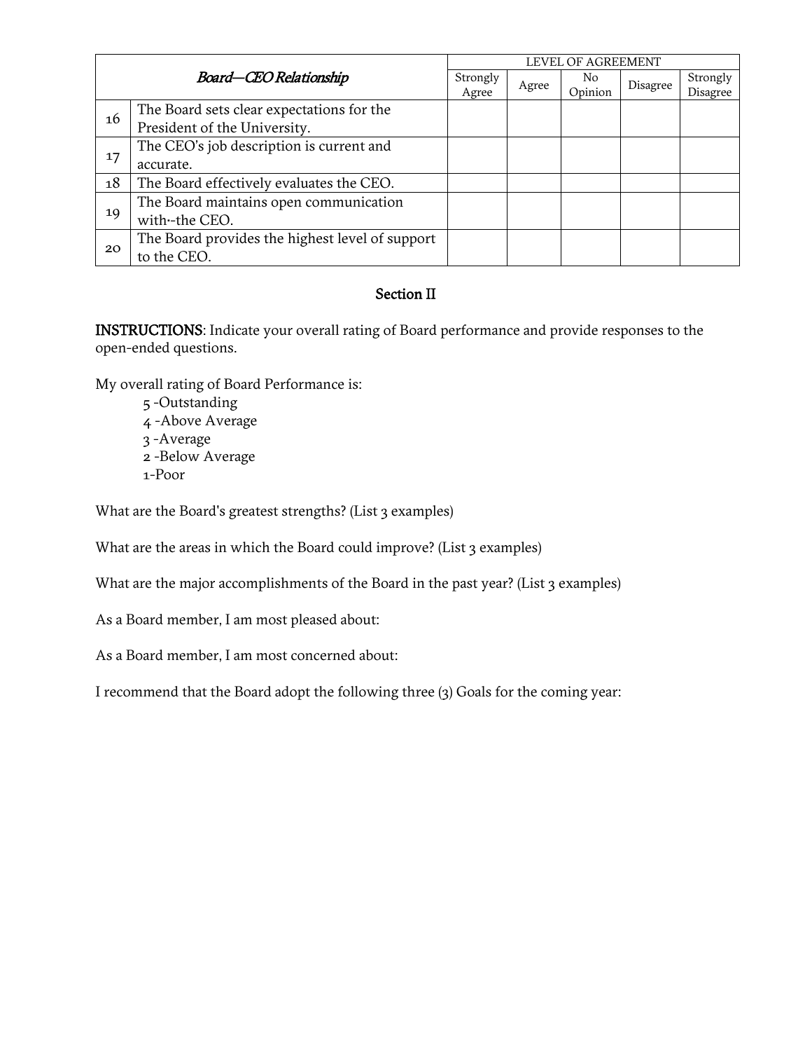| Board—CEO Relationship | | LEVEL OF AGREEMENT | | | | |
|---|---|---|---|---|---|---|
| | | Strongly Agree | Agree | No Opinion | Disagree | Strongly Disagree |
| 16 | The Board sets clear expectations for the President of the University. | | | | | |
| 17 | The CEO's job description is current and accurate. | | | | | |
| 18 | The Board effectively evaluates the CEO. | | | | | |
| 19 | The Board maintains open communication with--the CEO. | | | | | |
| 20 | The Board provides the highest level of support to the CEO. | | | | | |

## Section II

**INSTRUCTIONS**: Indicate your overall rating of Board performance and provide responses to the open-ended questions.

My overall rating of Board Performance is:

- 5 -Outstanding
- 4 -Above Average
- 3 -Average
- 2 -Below Average
- 1-Poor

What are the Board's greatest strengths? (List 3 examples)

What are the areas in which the Board could improve? (List 3 examples)

What are the major accomplishments of the Board in the past year? (List 3 examples)

As a Board member, I am most pleased about:

As a Board member, I am most concerned about:

I recommend that the Board adopt the following three (3) Goals for the coming year: